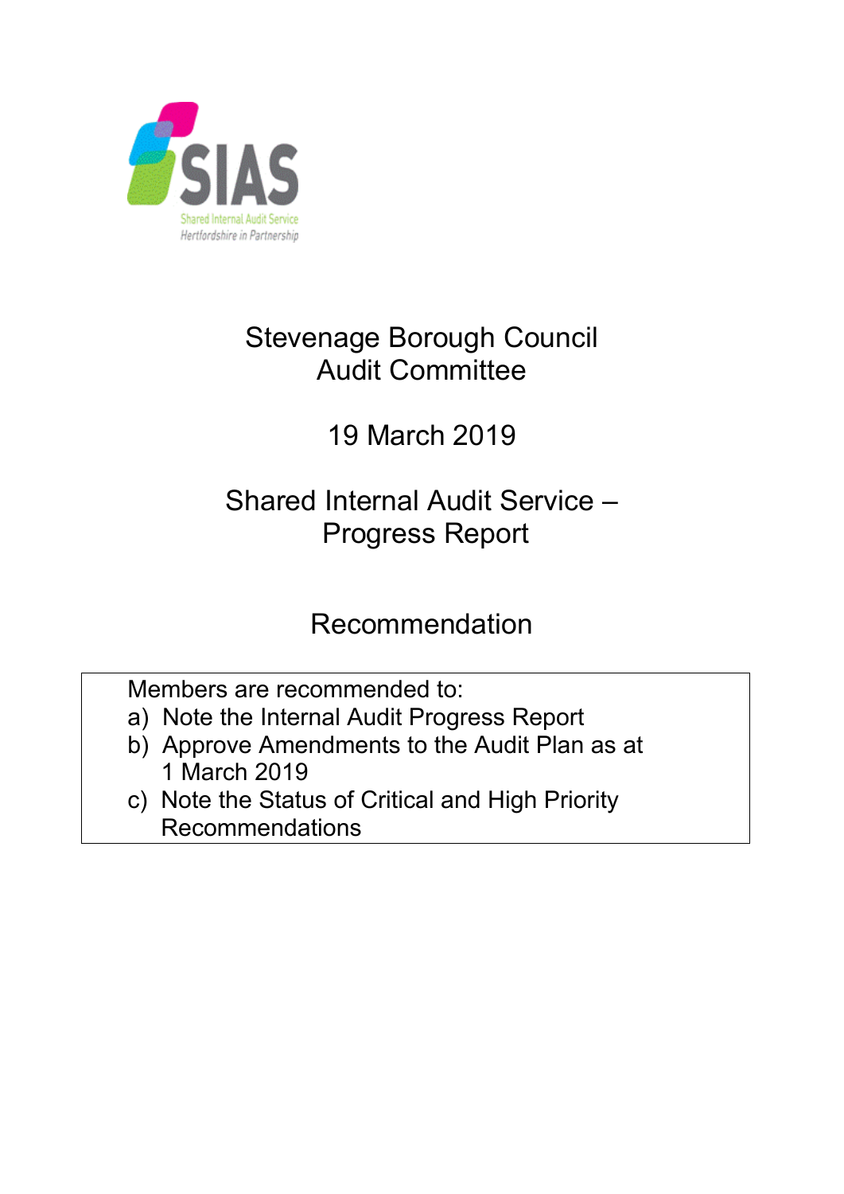SIAS

Shared Internal Audit Service

Hertfordshire in Partnership

# Stevenage Borough Council
# Audit Committee

## 19 March 2019

## Shared Internal Audit Service – Progress Report

## Recommendation

Members are recommended to:

a) Note the Internal Audit Progress Report

b) Approve Amendments to the Audit Plan as at 1 March 2019

c) Note the Status of Critical and High Priority Recommendations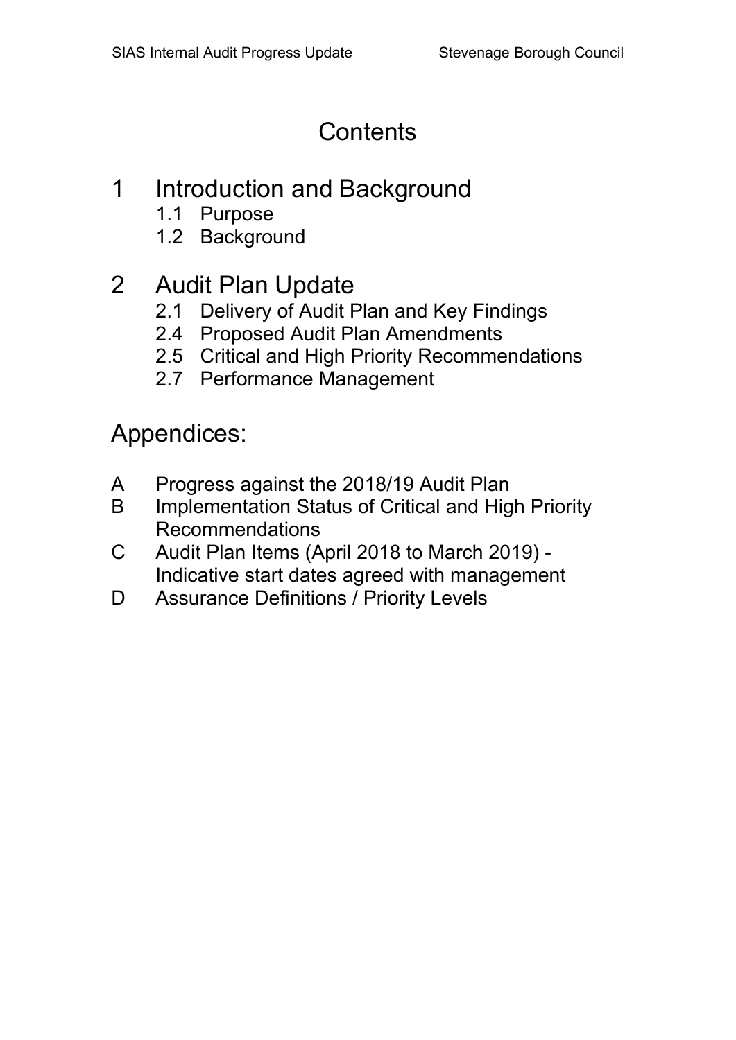# Contents

## 1 Introduction and Background

- 1.1 Purpose
- 1.2 Background

## 2 Audit Plan Update

- 2.1 Delivery of Audit Plan and Key Findings
- 2.4 Proposed Audit Plan Amendments
- 2.5 Critical and High Priority Recommendations
- 2.7 Performance Management

## Appendices:

- A Progress against the 2018/19 Audit Plan
- B Implementation Status of Critical and High Priority Recommendations
- C Audit Plan Items (April 2018 to March 2019) - Indicative start dates agreed with management
- D Assurance Definitions / Priority Levels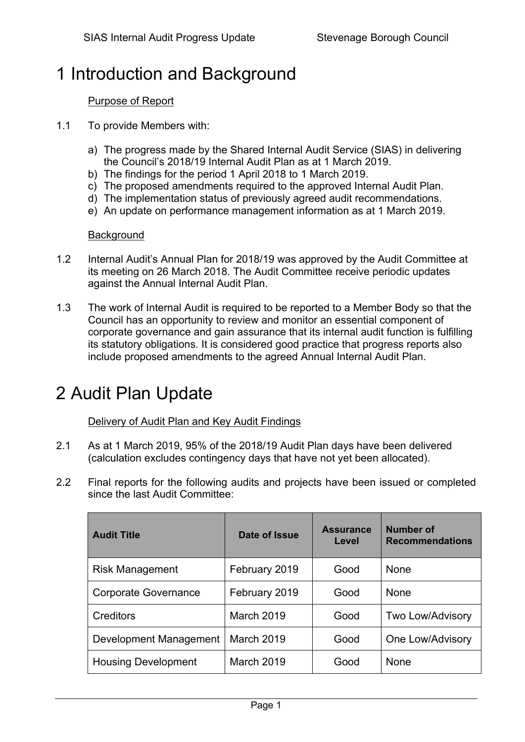# 1 Introduction and Background

Purpose of Report

1.1 To provide Members with:

a) The progress made by the Shared Internal Audit Service (SIAS) in delivering the Council's 2018/19 Internal Audit Plan as at 1 March 2019.
b) The findings for the period 1 April 2018 to 1 March 2019.
c) The proposed amendments required to the approved Internal Audit Plan.
d) The implementation status of previously agreed audit recommendations.
e) An update on performance management information as at 1 March 2019.

Background

1.2 Internal Audit's Annual Plan for 2018/19 was approved by the Audit Committee at its meeting on 26 March 2018. The Audit Committee receive periodic updates against the Annual Internal Audit Plan.

1.3 The work of Internal Audit is required to be reported to a Member Body so that the Council has an opportunity to review and monitor an essential component of corporate governance and gain assurance that its internal audit function is fulfilling its statutory obligations. It is considered good practice that progress reports also include proposed amendments to the agreed Annual Internal Audit Plan.

# 2 Audit Plan Update

Delivery of Audit Plan and Key Audit Findings

2.1 As at 1 March 2019, 95% of the 2018/19 Audit Plan days have been delivered (calculation excludes contingency days that have not yet been allocated).

2.2 Final reports for the following audits and projects have been issued or completed since the last Audit Committee:

| Audit Title | Date of Issue | Assurance Level | Number of Recommendations |
|---|---|---|---|
| Risk Management | February 2019 | Good | None |
| Corporate Governance | February 2019 | Good | None |
| Creditors | March 2019 | Good | Two Low/Advisory |
| Development Management | March 2019 | Good | One Low/Advisory |
| Housing Development | March 2019 | Good | None |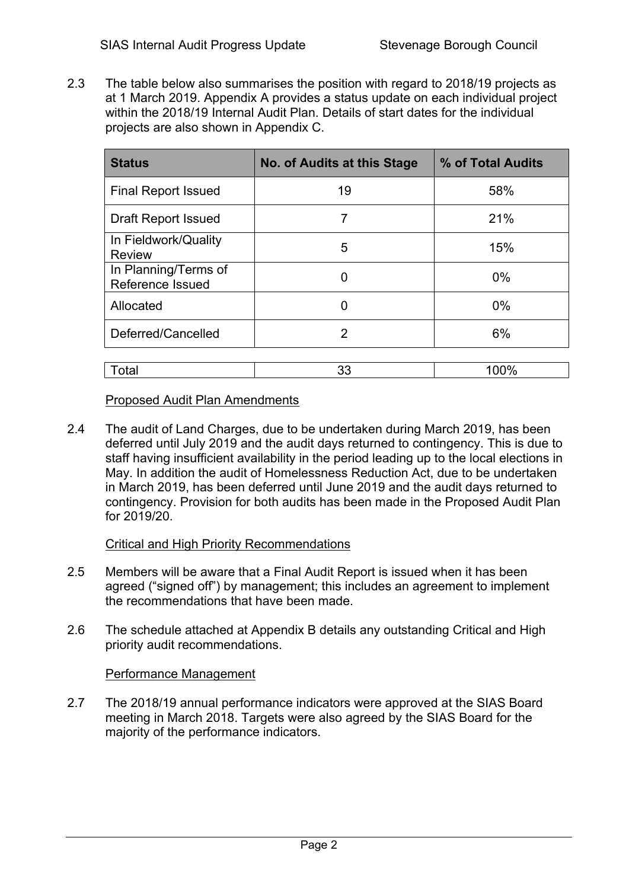2.3 The table below also summarises the position with regard to 2018/19 projects as at 1 March 2019. Appendix A provides a status update on each individual project within the 2018/19 Internal Audit Plan. Details of start dates for the individual projects are also shown in Appendix C.

| Status | No. of Audits at this Stage | % of Total Audits |
|---|---|---|
| Final Report Issued | 19 | 58% |
| Draft Report Issued | 7 | 21% |
| In Fieldwork/Quality Review | 5 | 15% |
| In Planning/Terms of Reference Issued | 0 | 0% |
| Allocated | 0 | 0% |
| Deferred/Cancelled | 2 | 6% |
| Total | 33 | 100% |

Proposed Audit Plan Amendments

2.4 The audit of Land Charges, due to be undertaken during March 2019, has been deferred until July 2019 and the audit days returned to contingency. This is due to staff having insufficient availability in the period leading up to the local elections in May. In addition the audit of Homelessness Reduction Act, due to be undertaken in March 2019, has been deferred until June 2019 and the audit days returned to contingency. Provision for both audits has been made in the Proposed Audit Plan for 2019/20.

Critical and High Priority Recommendations

2.5 Members will be aware that a Final Audit Report is issued when it has been agreed ("signed off") by management; this includes an agreement to implement the recommendations that have been made.

2.6 The schedule attached at Appendix B details any outstanding Critical and High priority audit recommendations.

Performance Management

2.7 The 2018/19 annual performance indicators were approved at the SIAS Board meeting in March 2018. Targets were also agreed by the SIAS Board for the majority of the performance indicators.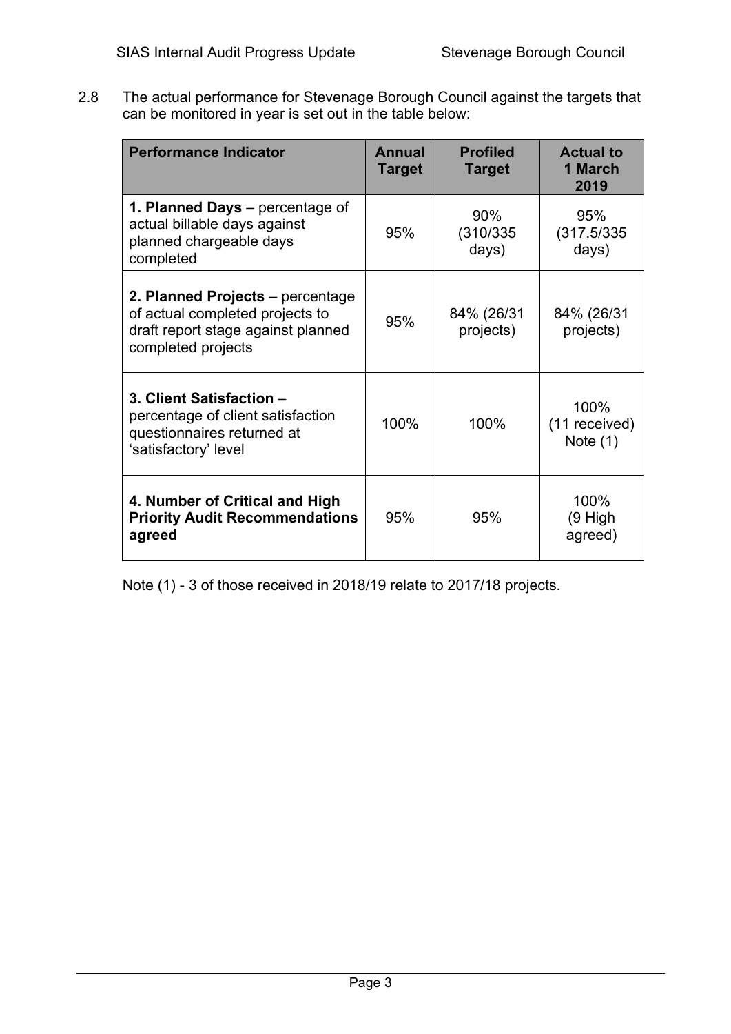2.8 The actual performance for Stevenage Borough Council against the targets that can be monitored in year is set out in the table below:

| Performance Indicator | Annual Target | Profiled Target | Actual to 1 March 2019 |
|---|---|---|---|
| **1. Planned Days** – percentage of actual billable days against planned chargeable days completed | 95% | 90% (310/335 days) | 95% (317.5/335 days) |
| **2. Planned Projects** – percentage of actual completed projects to draft report stage against planned completed projects | 95% | 84% (26/31 projects) | 84% (26/31 projects) |
| **3. Client Satisfaction** – percentage of client satisfaction questionnaires returned at 'satisfactory' level | 100% | 100% | 100% (11 received) Note (1) |
| **4. Number of Critical and High Priority Audit Recommendations agreed** | 95% | 95% | 100% (9 High agreed) |

Note (1) - 3 of those received in 2018/19 relate to 2017/18 projects.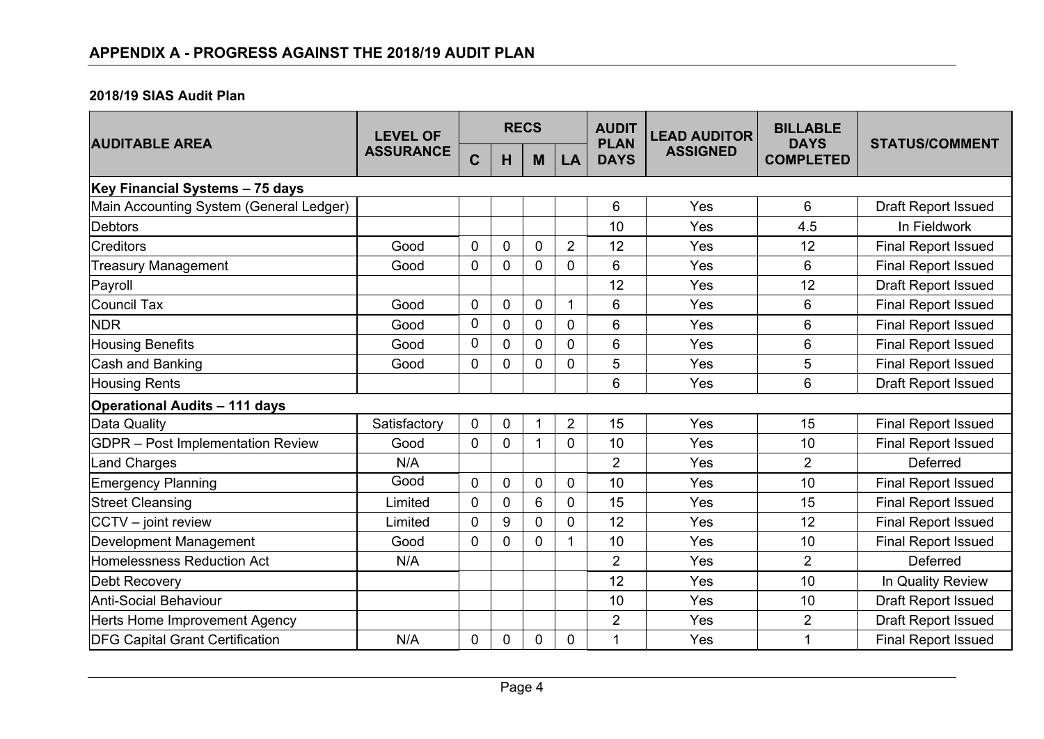## APPENDIX A - PROGRESS AGAINST THE 2018/19 AUDIT PLAN

**2018/19 SIAS Audit Plan**

| AUDITABLE AREA | LEVEL OF ASSURANCE | RECS | | | | AUDIT PLAN DAYS | LEAD AUDITOR ASSIGNED | BILLABLE DAYS COMPLETED | STATUS/COMMENT |
|---|---|---|---|---|---|---|---|---|---|
| | | C | H | M | LA | | | | |
| **Key Financial Systems – 75 days** | | | | | | | | | |
| Main Accounting System (General Ledger) | | | | | | 6 | Yes | 6 | Draft Report Issued |
| Debtors | | | | | | 10 | Yes | 4.5 | In Fieldwork |
| Creditors | Good | 0 | 0 | 0 | 2 | 12 | Yes | 12 | Final Report Issued |
| Treasury Management | Good | 0 | 0 | 0 | 0 | 6 | Yes | 6 | Final Report Issued |
| Payroll | | | | | | 12 | Yes | 12 | Draft Report Issued |
| Council Tax | Good | 0 | 0 | 0 | 1 | 6 | Yes | 6 | Final Report Issued |
| NDR | Good | 0 | 0 | 0 | 0 | 6 | Yes | 6 | Final Report Issued |
| Housing Benefits | Good | 0 | 0 | 0 | 0 | 6 | Yes | 6 | Final Report Issued |
| Cash and Banking | Good | 0 | 0 | 0 | 0 | 5 | Yes | 5 | Final Report Issued |
| Housing Rents | | | | | | 6 | Yes | 6 | Draft Report Issued |
| **Operational Audits – 111 days** | | | | | | | | | |
| Data Quality | Satisfactory | 0 | 0 | 1 | 2 | 15 | Yes | 15 | Final Report Issued |
| GDPR – Post Implementation Review | Good | 0 | 0 | 1 | 0 | 10 | Yes | 10 | Final Report Issued |
| Land Charges | N/A | | | | | 2 | Yes | 2 | Deferred |
| Emergency Planning | Good | 0 | 0 | 0 | 0 | 10 | Yes | 10 | Final Report Issued |
| Street Cleansing | Limited | 0 | 0 | 6 | 0 | 15 | Yes | 15 | Final Report Issued |
| CCTV – joint review | Limited | 0 | 9 | 0 | 0 | 12 | Yes | 12 | Final Report Issued |
| Development Management | Good | 0 | 0 | 0 | 1 | 10 | Yes | 10 | Final Report Issued |
| Homelessness Reduction Act | N/A | | | | | 2 | Yes | 2 | Deferred |
| Debt Recovery | | | | | | 12 | Yes | 10 | In Quality Review |
| Anti-Social Behaviour | | | | | | 10 | Yes | 10 | Draft Report Issued |
| Herts Home Improvement Agency | | | | | | 2 | Yes | 2 | Draft Report Issued |
| DFG Capital Grant Certification | N/A | 0 | 0 | 0 | 0 | 1 | Yes | 1 | Final Report Issued |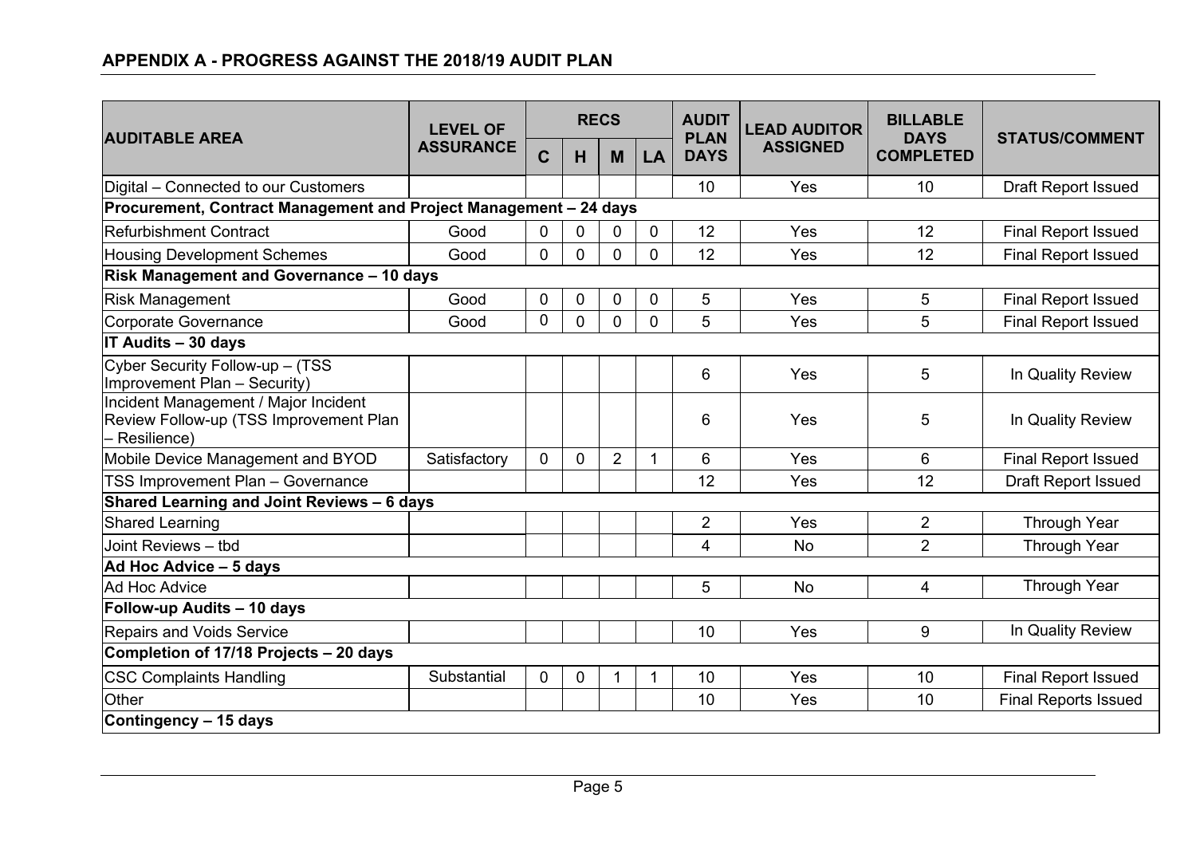## APPENDIX A - PROGRESS AGAINST THE 2018/19 AUDIT PLAN

| AUDITABLE AREA | LEVEL OF ASSURANCE | RECS | | | | AUDIT PLAN DAYS | LEAD AUDITOR ASSIGNED | BILLABLE DAYS COMPLETED | STATUS/COMMENT |
|---|---|---|---|---|---|---|---|---|---|
| | | C | H | M | LA | | | | |
| Digital – Connected to our Customers | | | | | | 10 | Yes | 10 | Draft Report Issued |
| **Procurement, Contract Management and Project Management – 24 days** | | | | | | | | | |
| Refurbishment Contract | Good | 0 | 0 | 0 | 0 | 12 | Yes | 12 | Final Report Issued |
| Housing Development Schemes | Good | 0 | 0 | 0 | 0 | 12 | Yes | 12 | Final Report Issued |
| **Risk Management and Governance – 10 days** | | | | | | | | | |
| Risk Management | Good | 0 | 0 | 0 | 0 | 5 | Yes | 5 | Final Report Issued |
| Corporate Governance | Good | 0 | 0 | 0 | 0 | 5 | Yes | 5 | Final Report Issued |
| **IT Audits – 30 days** | | | | | | | | | |
| Cyber Security Follow-up – (TSS Improvement Plan – Security) | | | | | | 6 | Yes | 5 | In Quality Review |
| Incident Management / Major Incident Review Follow-up (TSS Improvement Plan – Resilience) | | | | | | 6 | Yes | 5 | In Quality Review |
| Mobile Device Management and BYOD | Satisfactory | 0 | 0 | 2 | 1 | 6 | Yes | 6 | Final Report Issued |
| TSS Improvement Plan – Governance | | | | | | 12 | Yes | 12 | Draft Report Issued |
| **Shared Learning and Joint Reviews – 6 days** | | | | | | | | | |
| Shared Learning | | | | | | 2 | Yes | 2 | Through Year |
| Joint Reviews – tbd | | | | | | 4 | No | 2 | Through Year |
| **Ad Hoc Advice – 5 days** | | | | | | | | | |
| Ad Hoc Advice | | | | | | 5 | No | 4 | Through Year |
| **Follow-up Audits – 10 days** | | | | | | | | | |
| Repairs and Voids Service | | | | | | 10 | Yes | 9 | In Quality Review |
| **Completion of 17/18 Projects – 20 days** | | | | | | | | | |
| CSC Complaints Handling | Substantial | 0 | 0 | 1 | 1 | 10 | Yes | 10 | Final Report Issued |
| Other | | | | | | 10 | Yes | 10 | Final Reports Issued |
| **Contingency – 15 days** | | | | | | | | | |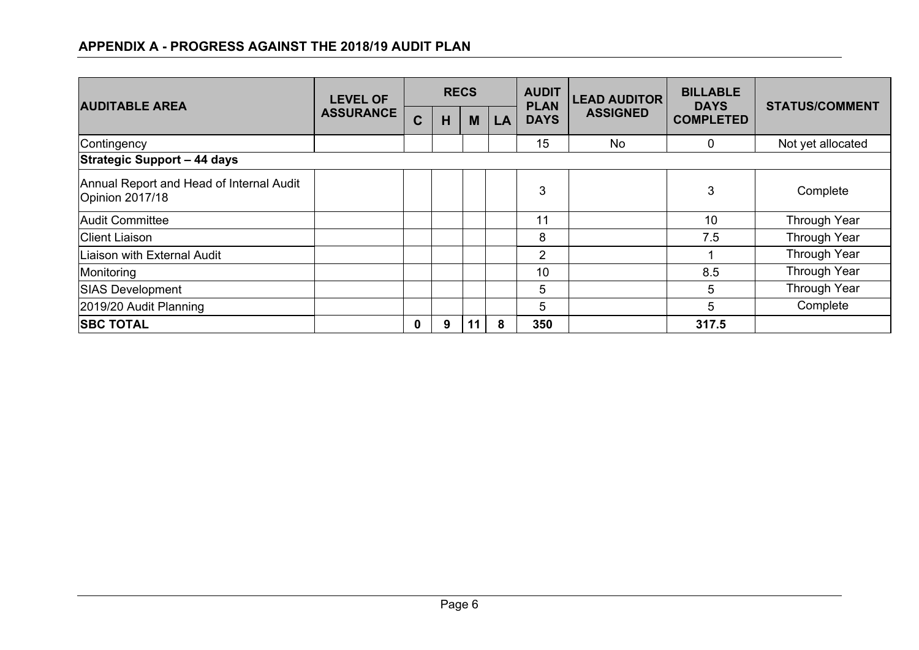## APPENDIX A - PROGRESS AGAINST THE 2018/19 AUDIT PLAN

| AUDITABLE AREA | LEVEL OF ASSURANCE | RECS | | | | AUDIT PLAN DAYS | LEAD AUDITOR ASSIGNED | BILLABLE DAYS COMPLETED | STATUS/COMMENT |
|---|---|---|---|---|---|---|---|---|---|
| | | C | H | M | LA | | | | |
| Contingency | | | | | | 15 | No | 0 | Not yet allocated |
| **Strategic Support – 44 days** | | | | | | | | | |
| Annual Report and Head of Internal Audit Opinion 2017/18 | | | | | | 3 | | 3 | Complete |
| Audit Committee | | | | | | 11 | | 10 | Through Year |
| Client Liaison | | | | | | 8 | | 7.5 | Through Year |
| Liaison with External Audit | | | | | | 2 | | 1 | Through Year |
| Monitoring | | | | | | 10 | | 8.5 | Through Year |
| SIAS Development | | | | | | 5 | | 5 | Through Year |
| 2019/20 Audit Planning | | | | | | 5 | | 5 | Complete |
| **SBC TOTAL** | | **0** | **9** | **11** | **8** | **350** | | **317.5** | |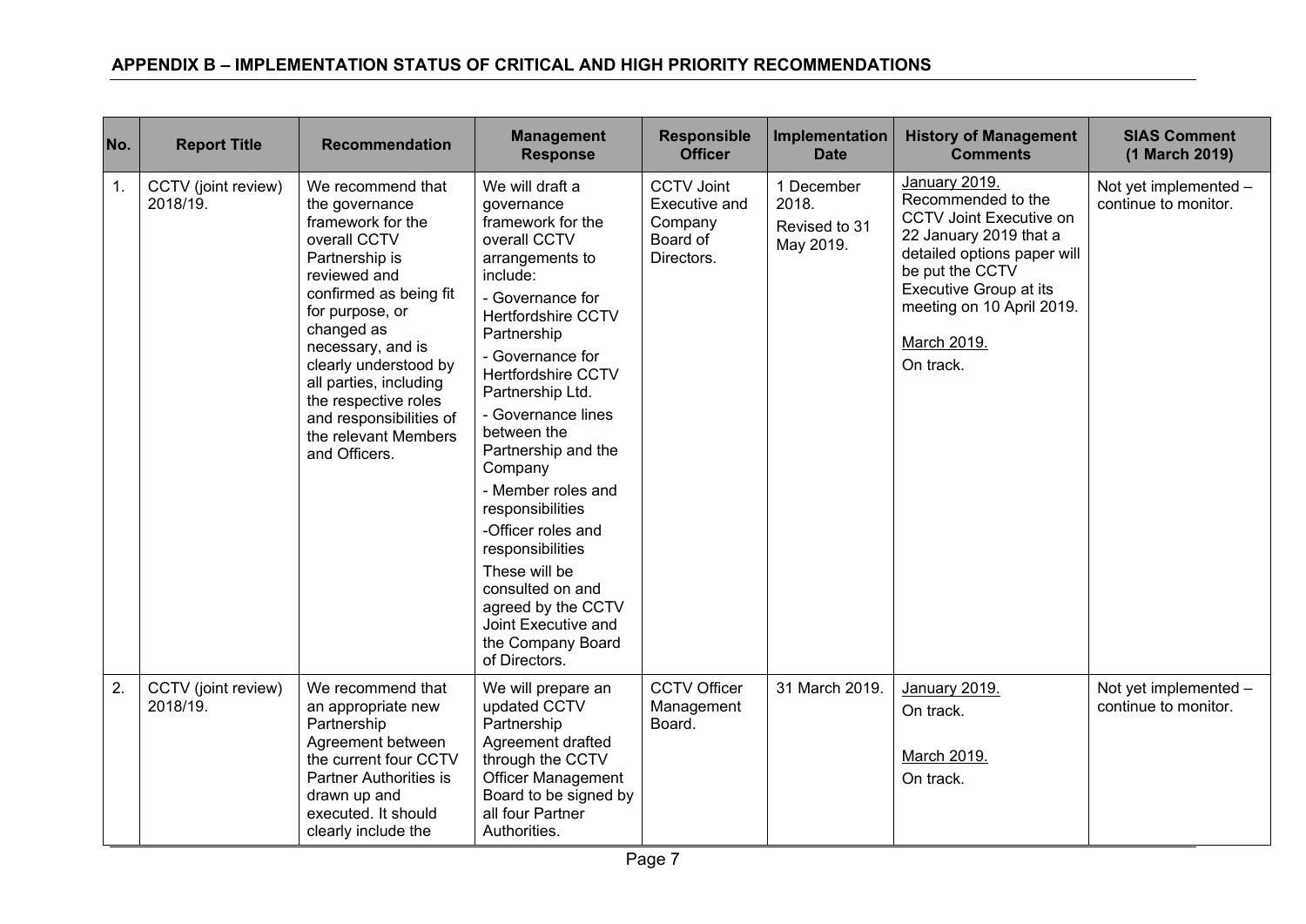## APPENDIX B – IMPLEMENTATION STATUS OF CRITICAL AND HIGH PRIORITY RECOMMENDATIONS

| No. | Report Title | Recommendation | Management Response | Responsible Officer | Implementation Date | History of Management Comments | SIAS Comment (1 March 2019) |
|---|---|---|---|---|---|---|---|
| 1. | CCTV (joint review) 2018/19. | We recommend that the governance framework for the overall CCTV Partnership is reviewed and confirmed as being fit for purpose, or changed as necessary, and is clearly understood by all parties, including the respective roles and responsibilities of the relevant Members and Officers. | We will draft a governance framework for the overall CCTV arrangements to include:<br>- Governance for Hertfordshire CCTV Partnership<br>- Governance for Hertfordshire CCTV Partnership Ltd.<br>- Governance lines between the Partnership and the Company<br>- Member roles and responsibilities<br>-Officer roles and responsibilities<br>These will be consulted on and agreed by the CCTV Joint Executive and the Company Board of Directors. | CCTV Joint Executive and Company Board of Directors. | 1 December 2018.<br>Revised to 31 May 2019. | January 2019.<br>Recommended to the CCTV Joint Executive on 22 January 2019 that a detailed options paper will be put the CCTV Executive Group at its meeting on 10 April 2019.<br><br>March 2019.<br>On track. | Not yet implemented – continue to monitor. |
| 2. | CCTV (joint review) 2018/19. | We recommend that an appropriate new Partnership Agreement between the current four CCTV Partner Authorities is drawn up and executed. It should clearly include the | We will prepare an updated CCTV Partnership Agreement drafted through the CCTV Officer Management Board to be signed by all four Partner Authorities. | CCTV Officer Management Board. | 31 March 2019. | January 2019.<br>On track.<br><br>March 2019.<br>On track. | Not yet implemented – continue to monitor. |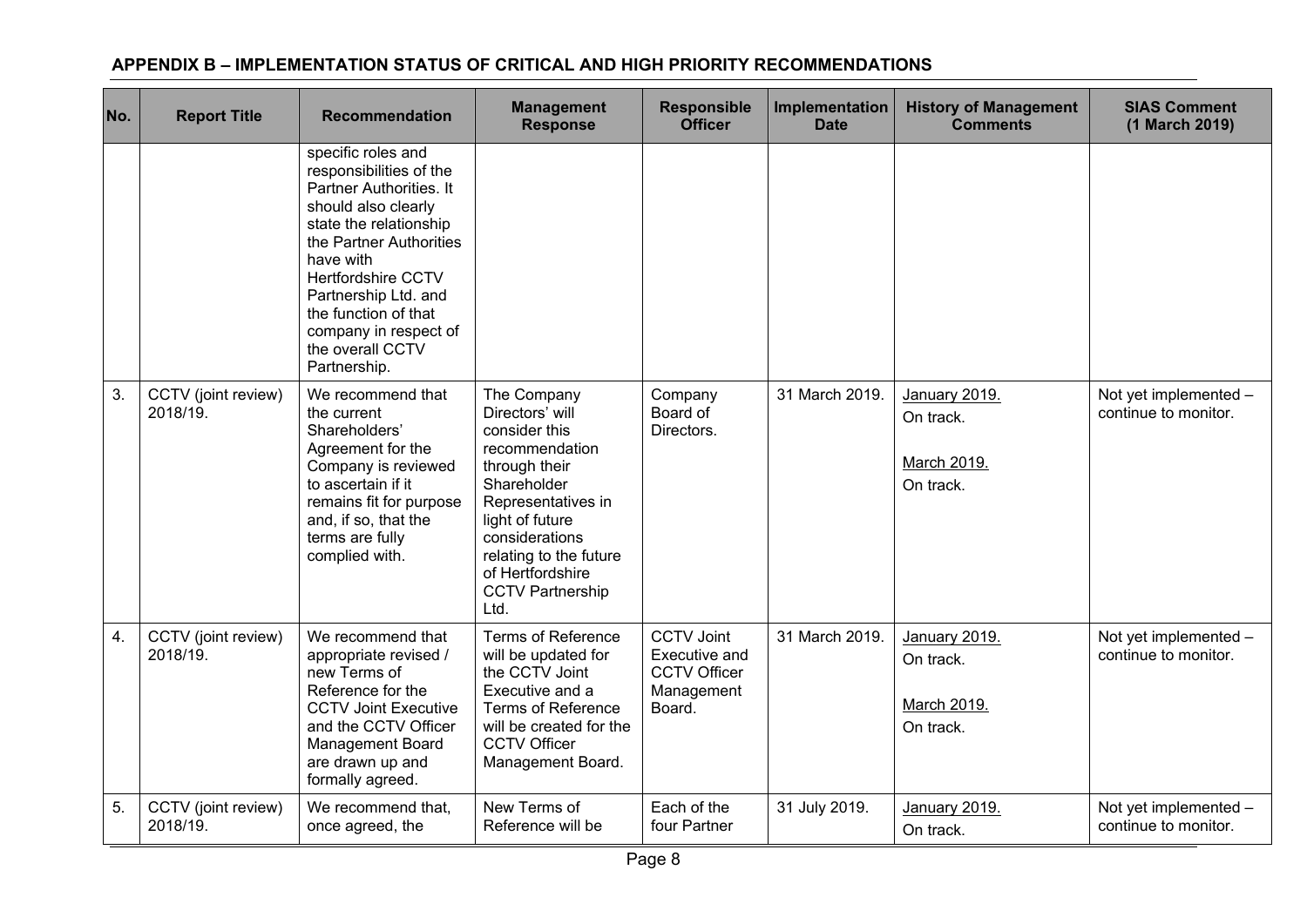## APPENDIX B – IMPLEMENTATION STATUS OF CRITICAL AND HIGH PRIORITY RECOMMENDATIONS

| No. | Report Title | Recommendation | Management Response | Responsible Officer | Implementation Date | History of Management Comments | SIAS Comment (1 March 2019) |
|---|---|---|---|---|---|---|---|
| | | specific roles and responsibilities of the Partner Authorities. It should also clearly state the relationship the Partner Authorities have with Hertfordshire CCTV Partnership Ltd. and the function of that company in respect of the overall CCTV Partnership. | | | | | |
| 3. | CCTV (joint review) 2018/19. | We recommend that the current Shareholders' Agreement for the Company is reviewed to ascertain if it remains fit for purpose and, if so, that the terms are fully complied with. | The Company Directors' will consider this recommendation through their Shareholder Representatives in light of future considerations relating to the future of Hertfordshire CCTV Partnership Ltd. | Company Board of Directors. | 31 March 2019. | January 2019. On track. March 2019. On track. | Not yet implemented – continue to monitor. |
| 4. | CCTV (joint review) 2018/19. | We recommend that appropriate revised / new Terms of Reference for the CCTV Joint Executive and the CCTV Officer Management Board are drawn up and formally agreed. | Terms of Reference will be updated for the CCTV Joint Executive and a Terms of Reference will be created for the CCTV Officer Management Board. | CCTV Joint Executive and CCTV Officer Management Board. | 31 March 2019. | January 2019. On track. March 2019. On track. | Not yet implemented – continue to monitor. |
| 5. | CCTV (joint review) 2018/19. | We recommend that, once agreed, the | New Terms of Reference will be | Each of the four Partner | 31 July 2019. | January 2019. On track. | Not yet implemented – continue to monitor. |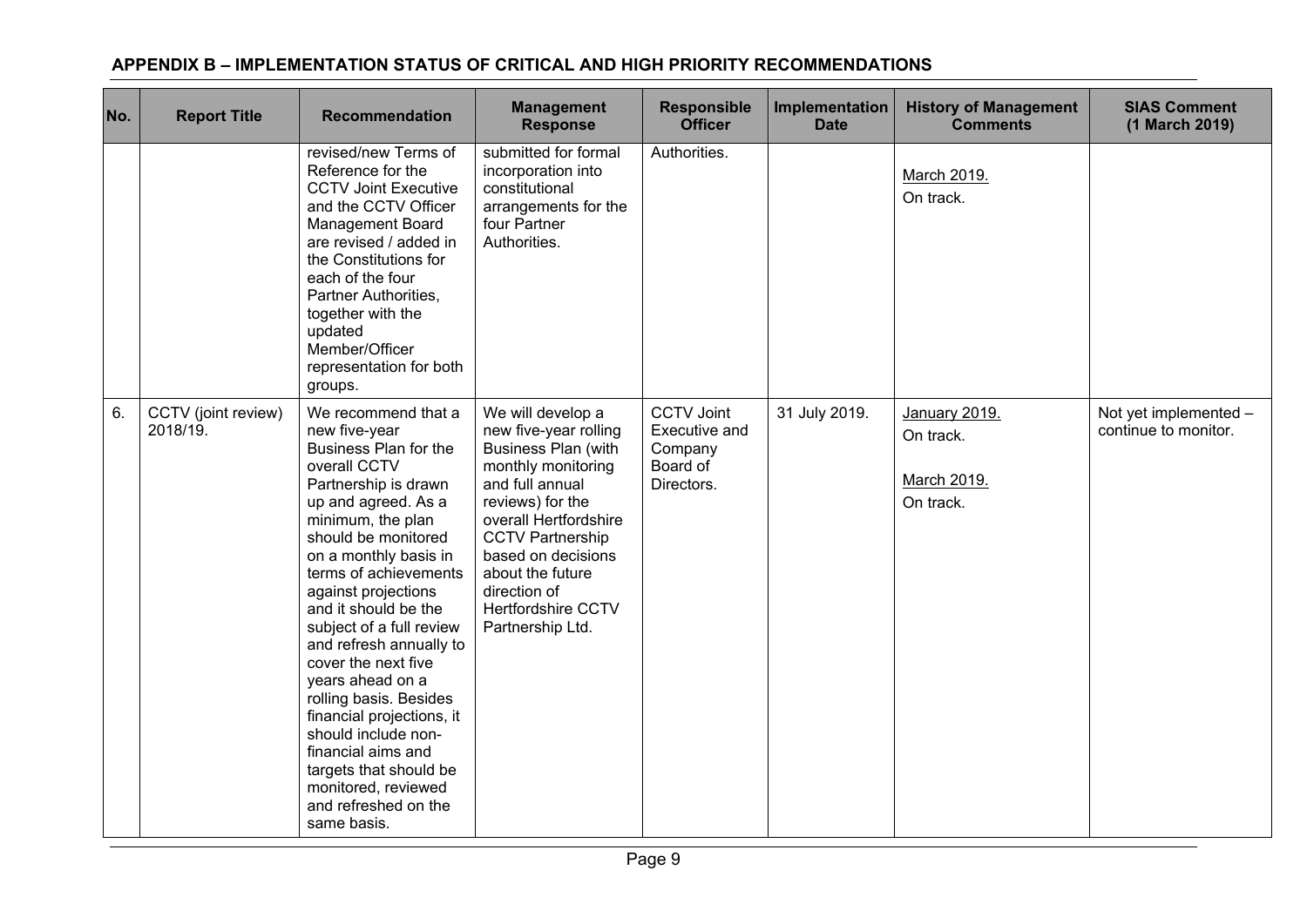## APPENDIX B – IMPLEMENTATION STATUS OF CRITICAL AND HIGH PRIORITY RECOMMENDATIONS

| No. | Report Title | Recommendation | Management Response | Responsible Officer | Implementation Date | History of Management Comments | SIAS Comment (1 March 2019) |
|---|---|---|---|---|---|---|---|
| | | revised/new Terms of Reference for the CCTV Joint Executive and the CCTV Officer Management Board are revised / added in the Constitutions for each of the four Partner Authorities, together with the updated Member/Officer representation for both groups. | submitted for formal incorporation into constitutional arrangements for the four Partner Authorities. | Authorities. | | March 2019. On track. | |
| 6. | CCTV (joint review) 2018/19. | We recommend that a new five-year Business Plan for the overall CCTV Partnership is drawn up and agreed. As a minimum, the plan should be monitored on a monthly basis in terms of achievements against projections and it should be the subject of a full review and refresh annually to cover the next five years ahead on a rolling basis. Besides financial projections, it should include non-financial aims and targets that should be monitored, reviewed and refreshed on the same basis. | We will develop a new five-year rolling Business Plan (with monthly monitoring and full annual reviews) for the overall Hertfordshire CCTV Partnership based on decisions about the future direction of Hertfordshire CCTV Partnership Ltd. | CCTV Joint Executive and Company Board of Directors. | 31 July 2019. | January 2019. On track. March 2019. On track. | Not yet implemented – continue to monitor. |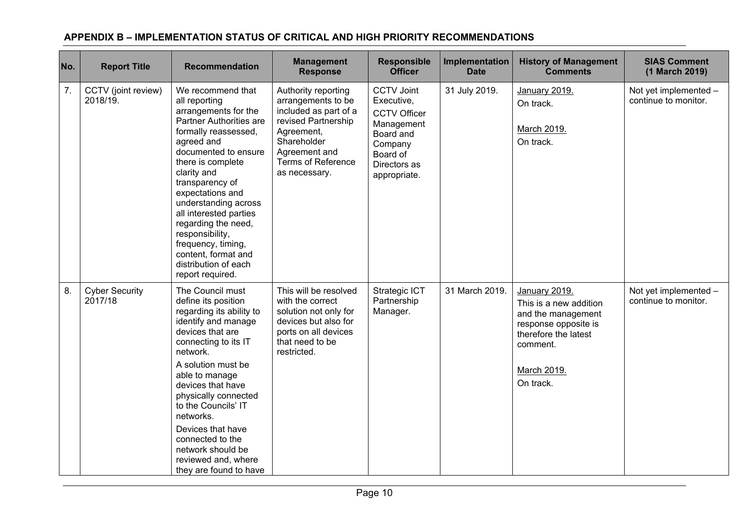## APPENDIX B – IMPLEMENTATION STATUS OF CRITICAL AND HIGH PRIORITY RECOMMENDATIONS

| No. | Report Title | Recommendation | Management Response | Responsible Officer | Implementation Date | History of Management Comments | SIAS Comment (1 March 2019) |
|---|---|---|---|---|---|---|---|
| 7. | CCTV (joint review) 2018/19. | We recommend that all reporting arrangements for the Partner Authorities are formally reassessed, agreed and documented to ensure there is complete clarity and transparency of expectations and understanding across all interested parties regarding the need, responsibility, frequency, timing, content, format and distribution of each report required. | Authority reporting arrangements to be included as part of a revised Partnership Agreement, Shareholder Agreement and Terms of Reference as necessary. | CCTV Joint Executive, CCTV Officer Management Board and Company Board of Directors as appropriate. | 31 July 2019. | January 2019.<br>On track.<br><br>March 2019.<br>On track. | Not yet implemented – continue to monitor. |
| 8. | Cyber Security 2017/18 | The Council must define its position regarding its ability to identify and manage devices that are connecting to its IT network.<br><br>A solution must be able to manage devices that have physically connected to the Councils' IT networks.<br><br>Devices that have connected to the network should be reviewed and, where they are found to have | This will be resolved with the correct solution not only for devices but also for ports on all devices that need to be restricted. | Strategic ICT Partnership Manager. | 31 March 2019. | January 2019.<br>This is a new addition and the management response opposite is therefore the latest comment.<br><br>March 2019.<br>On track. | Not yet implemented – continue to monitor. |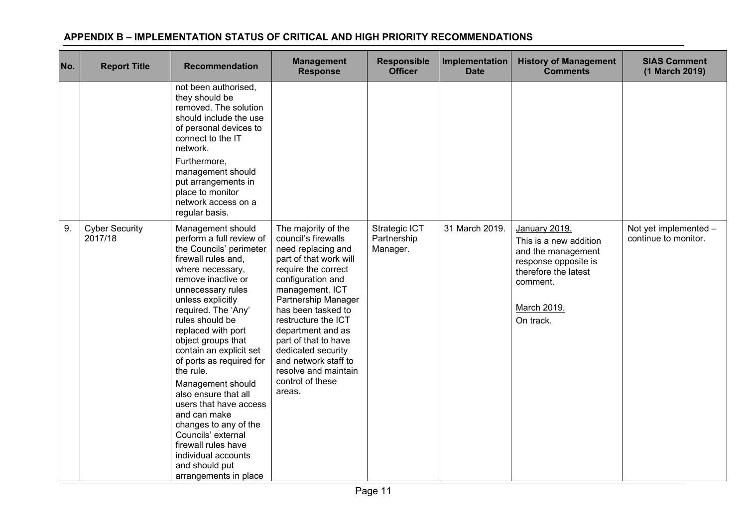## APPENDIX B – IMPLEMENTATION STATUS OF CRITICAL AND HIGH PRIORITY RECOMMENDATIONS

| No. | Report Title | Recommendation | Management Response | Responsible Officer | Implementation Date | History of Management Comments | SIAS Comment (1 March 2019) |
|---|---|---|---|---|---|---|---|
| | | not been authorised, they should be removed. The solution should include the use of personal devices to connect to the IT network.<br><br>Furthermore, management should put arrangements in place to monitor network access on a regular basis. | | | | | |
| 9. | Cyber Security 2017/18 | Management should perform a full review of the Councils' perimeter firewall rules and, where necessary, remove inactive or unnecessary rules unless explicitly required. The 'Any' rules should be replaced with port object groups that contain an explicit set of ports as required for the rule.<br><br>Management should also ensure that all users that have access and can make changes to any of the Councils' external firewall rules have individual accounts and should put arrangements in place | The majority of the council's firewalls need replacing and part of that work will require the correct configuration and management. ICT Partnership Manager has been tasked to restructure the ICT department and as part of that to have dedicated security and network staff to resolve and maintain control of these areas. | Strategic ICT Partnership Manager. | 31 March 2019. | January 2019.<br>This is a new addition and the management response opposite is therefore the latest comment.<br><br>March 2019.<br>On track. | Not yet implemented – continue to monitor. |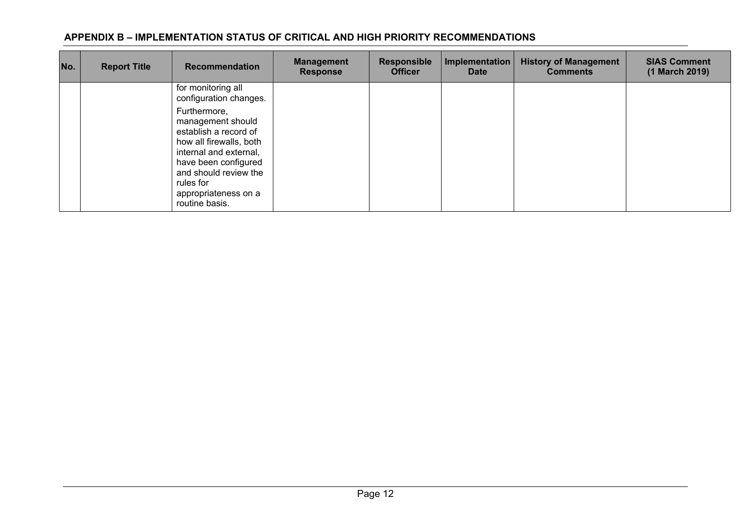## APPENDIX B – IMPLEMENTATION STATUS OF CRITICAL AND HIGH PRIORITY RECOMMENDATIONS

| No. | Report Title | Recommendation | Management Response | Responsible Officer | Implementation Date | History of Management Comments | SIAS Comment (1 March 2019) |
|---|---|---|---|---|---|---|---|
| | | for monitoring all configuration changes.<br><br>Furthermore, management should establish a record of how all firewalls, both internal and external, have been configured and should review the rules for appropriateness on a routine basis. | | | | | |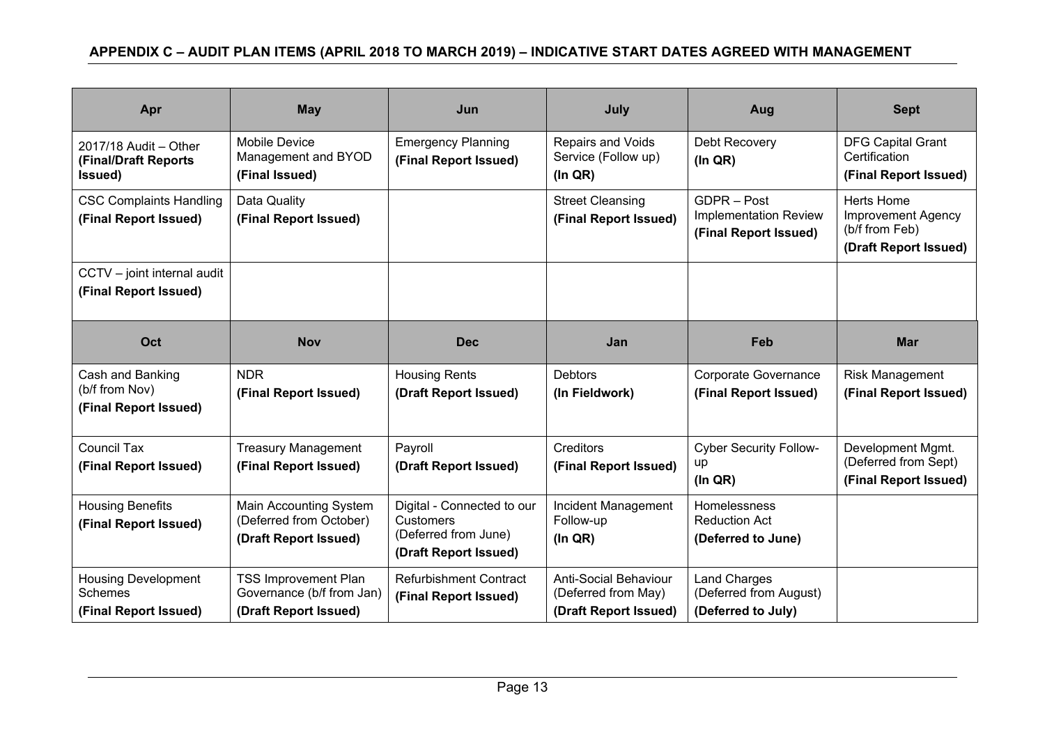## APPENDIX C – AUDIT PLAN ITEMS (APRIL 2018 TO MARCH 2019) – INDICATIVE START DATES AGREED WITH MANAGEMENT

| Apr | May | Jun | July | Aug | Sept |
|---|---|---|---|---|---|
| 2017/18 Audit – Other **(Final/Draft Reports Issued)** | Mobile Device Management and BYOD **(Final Issued)** | Emergency Planning **(Final Report Issued)** | Repairs and Voids Service (Follow up) **(In QR)** | Debt Recovery **(In QR)** | DFG Capital Grant Certification **(Final Report Issued)** |
| CSC Complaints Handling **(Final Report Issued)** | Data Quality **(Final Report Issued)** | | Street Cleansing **(Final Report Issued)** | GDPR – Post Implementation Review **(Final Report Issued)** | Herts Home Improvement Agency (b/f from Feb) **(Draft Report Issued)** |
| CCTV – joint internal audit **(Final Report Issued)** | | | | | |

| Oct | Nov | Dec | Jan | Feb | Mar |
|---|---|---|---|---|---|
| Cash and Banking (b/f from Nov) **(Final Report Issued)** | NDR **(Final Report Issued)** | Housing Rents **(Draft Report Issued)** | Debtors **(In Fieldwork)** | Corporate Governance **(Final Report Issued)** | Risk Management **(Final Report Issued)** |
| Council Tax **(Final Report Issued)** | Treasury Management **(Final Report Issued)** | Payroll **(Draft Report Issued)** | Creditors **(Final Report Issued)** | Cyber Security Follow-up **(In QR)** | Development Mgmt. (Deferred from Sept) **(Final Report Issued)** |
| Housing Benefits **(Final Report Issued)** | Main Accounting System (Deferred from October) **(Draft Report Issued)** | Digital - Connected to our Customers (Deferred from June) **(Draft Report Issued)** | Incident Management Follow-up **(In QR)** | Homelessness Reduction Act **(Deferred to June)** | |
| Housing Development Schemes **(Final Report Issued)** | TSS Improvement Plan Governance (b/f from Jan) **(Draft Report Issued)** | Refurbishment Contract **(Final Report Issued)** | Anti-Social Behaviour (Deferred from May) **(Draft Report Issued)** | Land Charges (Deferred from August) **(Deferred to July)** | |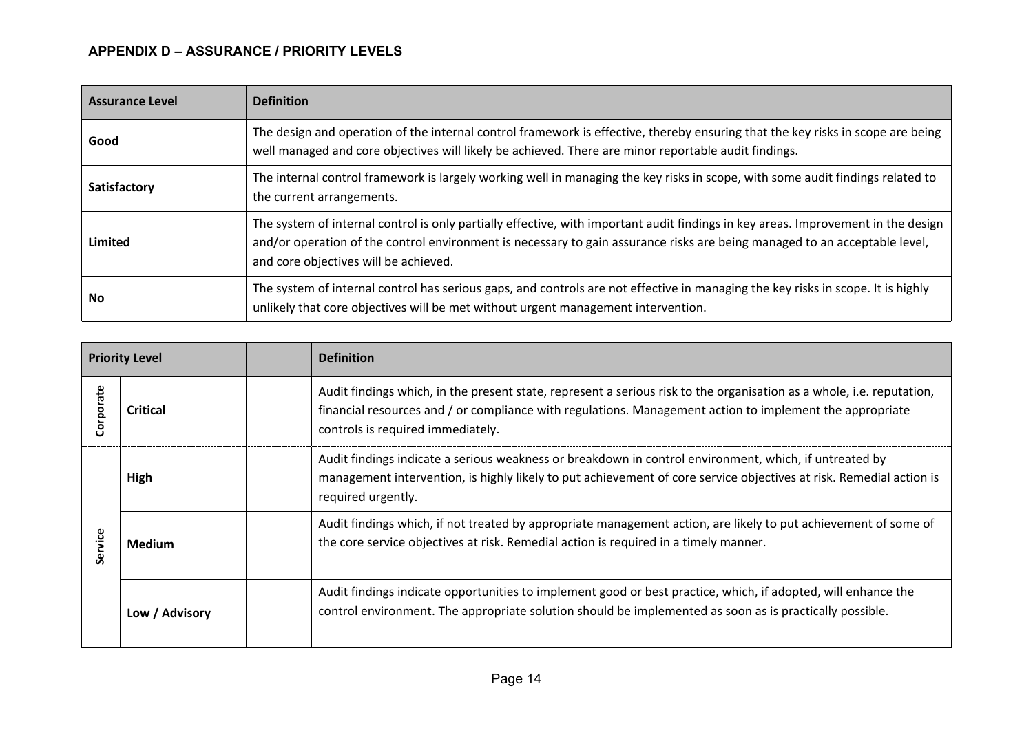## APPENDIX D – ASSURANCE / PRIORITY LEVELS

| Assurance Level | Definition |
|---|---|
| **Good** | The design and operation of the internal control framework is effective, thereby ensuring that the key risks in scope are being well managed and core objectives will likely be achieved. There are minor reportable audit findings. |
| **Satisfactory** | The internal control framework is largely working well in managing the key risks in scope, with some audit findings related to the current arrangements. |
| **Limited** | The system of internal control is only partially effective, with important audit findings in key areas. Improvement in the design and/or operation of the control environment is necessary to gain assurance risks are being managed to an acceptable level, and core objectives will be achieved. |
| **No** | The system of internal control has serious gaps, and controls are not effective in managing the key risks in scope. It is highly unlikely that core objectives will be met without urgent management intervention. |

| Priority Level | | | Definition |
|---|---|---|---|
| Corporate | **Critical** | | Audit findings which, in the present state, represent a serious risk to the organisation as a whole, i.e. reputation, financial resources and / or compliance with regulations. Management action to implement the appropriate controls is required immediately. |
| Service | **High** | | Audit findings indicate a serious weakness or breakdown in control environment, which, if untreated by management intervention, is highly likely to put achievement of core service objectives at risk. Remedial action is required urgently. |
| | **Medium** | | Audit findings which, if not treated by appropriate management action, are likely to put achievement of some of the core service objectives at risk. Remedial action is required in a timely manner. |
| | **Low / Advisory** | | Audit findings indicate opportunities to implement good or best practice, which, if adopted, will enhance the control environment. The appropriate solution should be implemented as soon as is practically possible. |